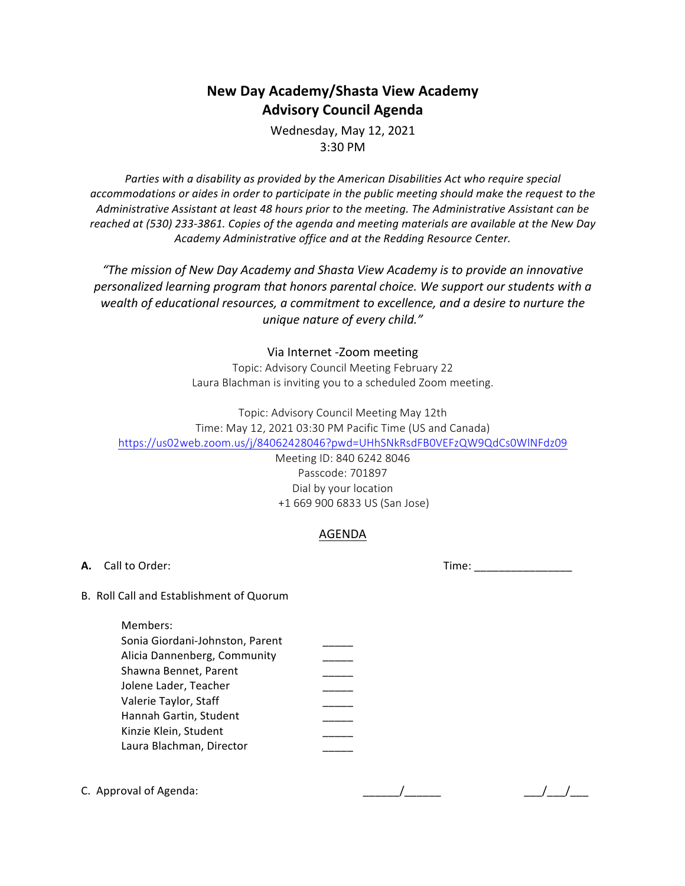# New Day Academy/Shasta View Academy
# Advisory Council Agenda

Wednesday, May 12, 2021
3:30 PM

*Parties with a disability as provided by the American Disabilities Act who require special accommodations or aides in order to participate in the public meeting should make the request to the Administrative Assistant at least 48 hours prior to the meeting. The Administrative Assistant can be reached at (530) 233-3861. Copies of the agenda and meeting materials are available at the New Day Academy Administrative office and at the Redding Resource Center.*

*"The mission of New Day Academy and Shasta View Academy is to provide an innovative personalized learning program that honors parental choice. We support our students with a wealth of educational resources, a commitment to excellence, and a desire to nurture the unique nature of every child."*

Via Internet -Zoom meeting
Topic: Advisory Council Meeting February 22
Laura Blachman is inviting you to a scheduled Zoom meeting.

Topic: Advisory Council Meeting May 12th
Time: May 12, 2021 03:30 PM Pacific Time (US and Canada)
https://us02web.zoom.us/j/84062428046?pwd=UHhSNkRsdFB0VEFzQW9QdCs0WlNFdz09
Meeting ID: 840 6242 8046
Passcode: 701897
Dial by your location
+1 669 900 6833 US (San Jose)

## AGENDA

**A.** Call to Order: Time: _______________

B. Roll Call and Establishment of Quorum

Members:
Sonia Giordani-Johnston, Parent _____
Alicia Dannenberg, Community _____
Shawna Bennet, Parent _____
Jolene Lader, Teacher _____
Valerie Taylor, Staff _____
Hannah Gartin, Student _____
Kinzie Klein, Student _____
Laura Blachman, Director _____

C. Approval of Agenda: ______/______ ___/___/___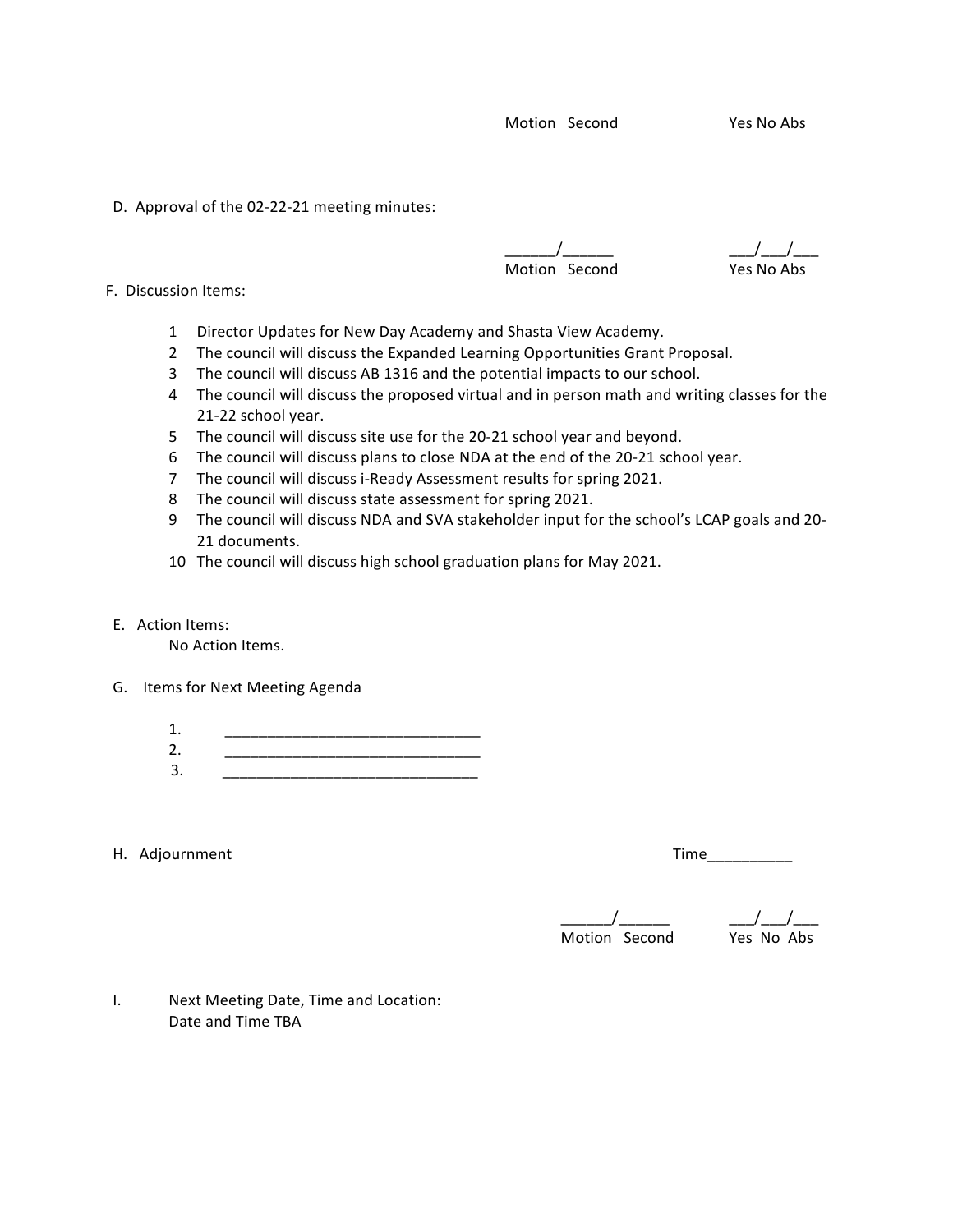Motion Second Yes No Abs

D. Approval of the 02-22-21 meeting minutes:

______/______ ___/___/___
Motion Second Yes No Abs

F. Discussion Items:

1 Director Updates for New Day Academy and Shasta View Academy.
2 The council will discuss the Expanded Learning Opportunities Grant Proposal.
3 The council will discuss AB 1316 and the potential impacts to our school.
4 The council will discuss the proposed virtual and in person math and writing classes for the 21-22 school year.
5 The council will discuss site use for the 20-21 school year and beyond.
6 The council will discuss plans to close NDA at the end of the 20-21 school year.
7 The council will discuss i-Ready Assessment results for spring 2021.
8 The council will discuss state assessment for spring 2021.
9 The council will discuss NDA and SVA stakeholder input for the school's LCAP goals and 20-21 documents.
10 The council will discuss high school graduation plans for May 2021.

E. Action Items:
No Action Items.

G. Items for Next Meeting Agenda

1. _______________________________
2. _______________________________
3. _______________________________

H. Adjournment Time__________

______/______ ___/___/___
Motion Second Yes No Abs

I. Next Meeting Date, Time and Location:
Date and Time TBA